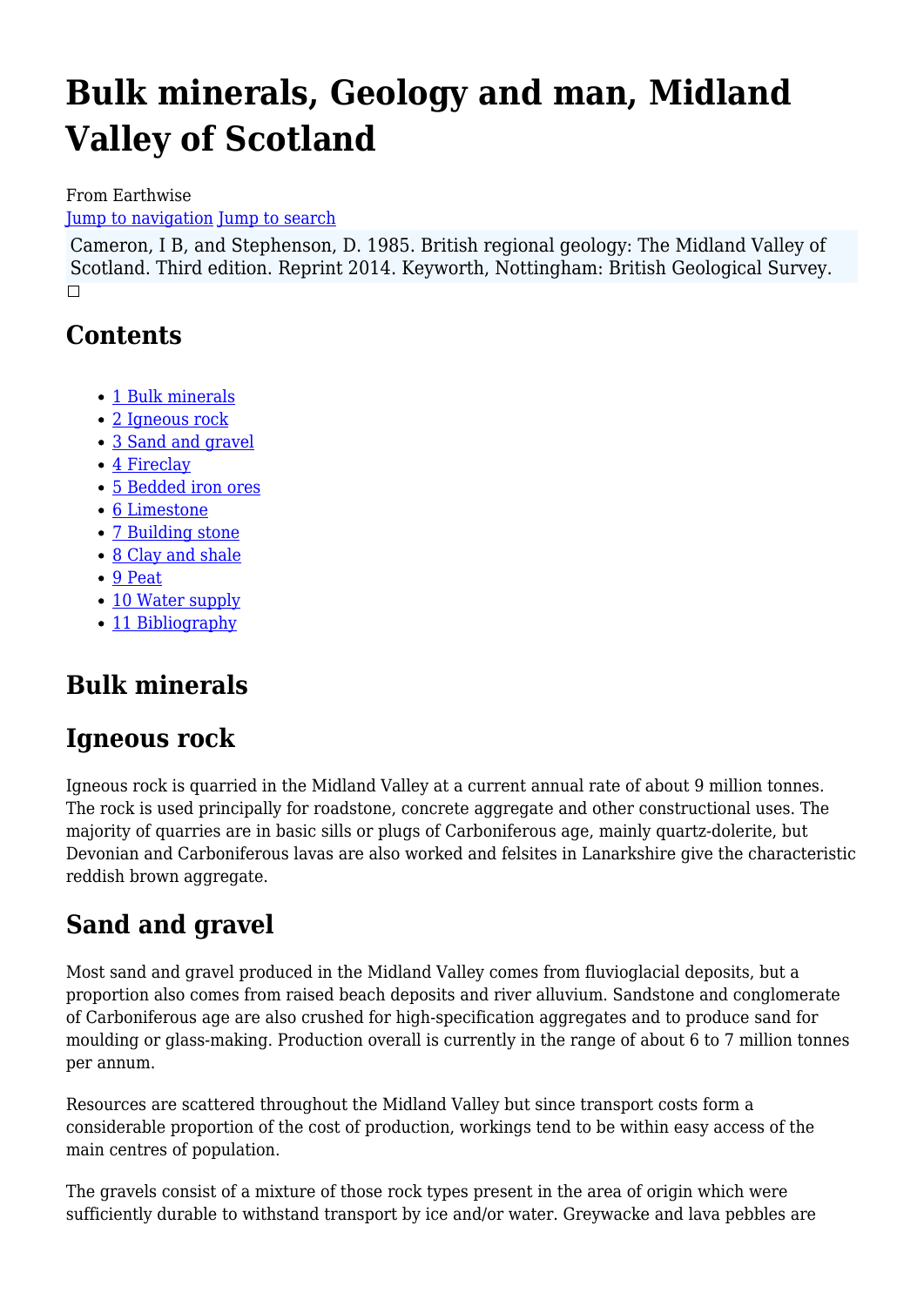# Bulk minerals, Geology and man, Midland Valley of Scotland

From Earthwise

Jump to navigation Jump to search

Cameron, I B, and Stephenson, D. 1985. British regional geology: The Midland Valley of Scotland. Third edition. Reprint 2014. Keyworth, Nottingham: British Geological Survey.

## Contents

- 1 Bulk minerals
- 2 Igneous rock
- 3 Sand and gravel
- 4 Fireclay
- 5 Bedded iron ores
- 6 Limestone
- 7 Building stone
- 8 Clay and shale
- 9 Peat
- 10 Water supply
- 11 Bibliography

## Bulk minerals

## Igneous rock

Igneous rock is quarried in the Midland Valley at a current annual rate of about 9 million tonnes. The rock is used principally for roadstone, concrete aggregate and other constructional uses. The majority of quarries are in basic sills or plugs of Carboniferous age, mainly quartz-dolerite, but Devonian and Carboniferous lavas are also worked and felsites in Lanarkshire give the characteristic reddish brown aggregate.

## Sand and gravel

Most sand and gravel produced in the Midland Valley comes from fluvioglacial deposits, but a proportion also comes from raised beach deposits and river alluvium. Sandstone and conglomerate of Carboniferous age are also crushed for high-specification aggregates and to produce sand for moulding or glass-making. Production overall is currently in the range of about 6 to 7 million tonnes per annum.

Resources are scattered throughout the Midland Valley but since transport costs form a considerable proportion of the cost of production, workings tend to be within easy access of the main centres of population.

The gravels consist of a mixture of those rock types present in the area of origin which were sufficiently durable to withstand transport by ice and/or water. Greywacke and lava pebbles are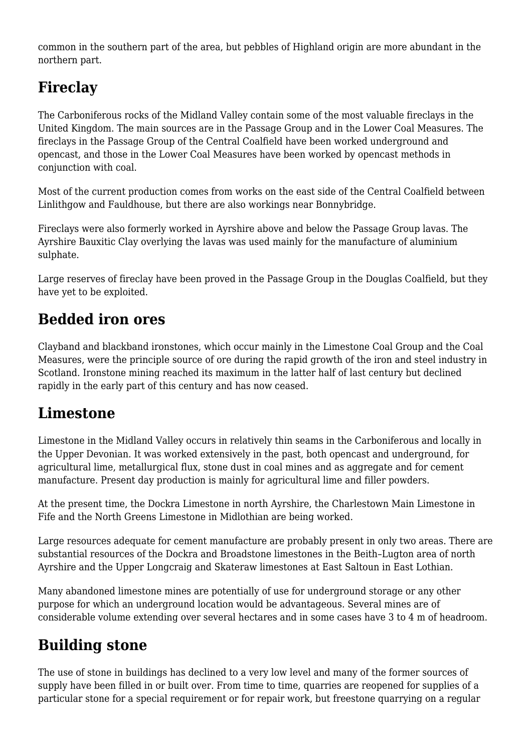common in the southern part of the area, but pebbles of Highland origin are more abundant in the northern part.

## Fireclay

The Carboniferous rocks of the Midland Valley contain some of the most valuable fireclays in the United Kingdom. The main sources are in the Passage Group and in the Lower Coal Measures. The fireclays in the Passage Group of the Central Coalfield have been worked underground and opencast, and those in the Lower Coal Measures have been worked by opencast methods in conjunction with coal.

Most of the current production comes from works on the east side of the Central Coalfield between Linlithgow and Fauldhouse, but there are also workings near Bonnybridge.

Fireclays were also formerly worked in Ayrshire above and below the Passage Group lavas. The Ayrshire Bauxitic Clay overlying the lavas was used mainly for the manufacture of aluminium sulphate.

Large reserves of fireclay have been proved in the Passage Group in the Douglas Coalfield, but they have yet to be exploited.

## Bedded iron ores

Clayband and blackband ironstones, which occur mainly in the Limestone Coal Group and the Coal Measures, were the principle source of ore during the rapid growth of the iron and steel industry in Scotland. Ironstone mining reached its maximum in the latter half of last century but declined rapidly in the early part of this century and has now ceased.

## Limestone

Limestone in the Midland Valley occurs in relatively thin seams in the Carboniferous and locally in the Upper Devonian. It was worked extensively in the past, both opencast and underground, for agricultural lime, metallurgical flux, stone dust in coal mines and as aggregate and for cement manufacture. Present day production is mainly for agricultural lime and filler powders.

At the present time, the Dockra Limestone in north Ayrshire, the Charlestown Main Limestone in Fife and the North Greens Limestone in Midlothian are being worked.

Large resources adequate for cement manufacture are probably present in only two areas. There are substantial resources of the Dockra and Broadstone limestones in the Beith–Lugton area of north Ayrshire and the Upper Longcraig and Skateraw limestones at East Saltoun in East Lothian.

Many abandoned limestone mines are potentially of use for underground storage or any other purpose for which an underground location would be advantageous. Several mines are of considerable volume extending over several hectares and in some cases have 3 to 4 m of headroom.

## Building stone

The use of stone in buildings has declined to a very low level and many of the former sources of supply have been filled in or built over. From time to time, quarries are reopened for supplies of a particular stone for a special requirement or for repair work, but freestone quarrying on a regular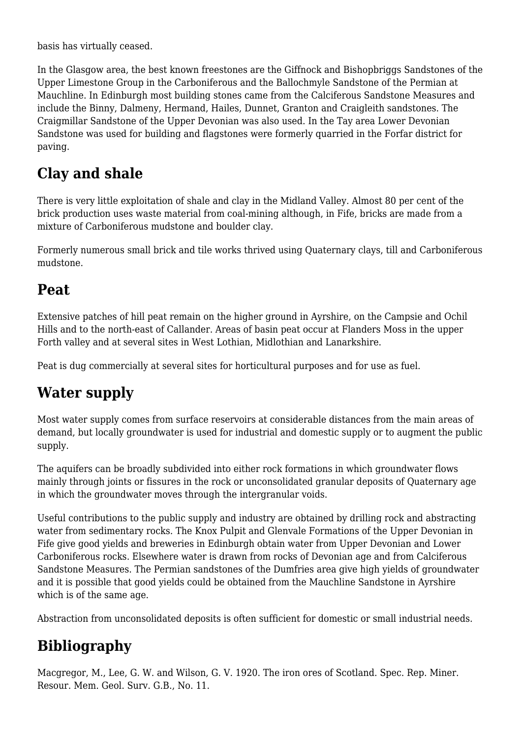basis has virtually ceased.

In the Glasgow area, the best known freestones are the Giffnock and Bishopbriggs Sandstones of the Upper Limestone Group in the Carboniferous and the Ballochmyle Sandstone of the Permian at Mauchline. In Edinburgh most building stones came from the Calciferous Sandstone Measures and include the Binny, Dalmeny, Hermand, Hailes, Dunnet, Granton and Craigleith sandstones. The Craigmillar Sandstone of the Upper Devonian was also used. In the Tay area Lower Devonian Sandstone was used for building and flagstones were formerly quarried in the Forfar district for paving.

## Clay and shale

There is very little exploitation of shale and clay in the Midland Valley. Almost 80 per cent of the brick production uses waste material from coal-mining although, in Fife, bricks are made from a mixture of Carboniferous mudstone and boulder clay.

Formerly numerous small brick and tile works thrived using Quaternary clays, till and Carboniferous mudstone.

## Peat

Extensive patches of hill peat remain on the higher ground in Ayrshire, on the Campsie and Ochil Hills and to the north-east of Callander. Areas of basin peat occur at Flanders Moss in the upper Forth valley and at several sites in West Lothian, Midlothian and Lanarkshire.

Peat is dug commercially at several sites for horticultural purposes and for use as fuel.

## Water supply

Most water supply comes from surface reservoirs at considerable distances from the main areas of demand, but locally groundwater is used for industrial and domestic supply or to augment the public supply.

The aquifers can be broadly subdivided into either rock formations in which groundwater flows mainly through joints or fissures in the rock or unconsolidated granular deposits of Quaternary age in which the groundwater moves through the intergranular voids.

Useful contributions to the public supply and industry are obtained by drilling rock and abstracting water from sedimentary rocks. The Knox Pulpit and Glenvale Formations of the Upper Devonian in Fife give good yields and breweries in Edinburgh obtain water from Upper Devonian and Lower Carboniferous rocks. Elsewhere water is drawn from rocks of Devonian age and from Calciferous Sandstone Measures. The Permian sandstones of the Dumfries area give high yields of groundwater and it is possible that good yields could be obtained from the Mauchline Sandstone in Ayrshire which is of the same age.

Abstraction from unconsolidated deposits is often sufficient for domestic or small industrial needs.

## Bibliography

Macgregor, M., Lee, G. W. and Wilson, G. V. 1920. The iron ores of Scotland. Spec. Rep. Miner. Resour. Mem. Geol. Surv. G.B., No. 11.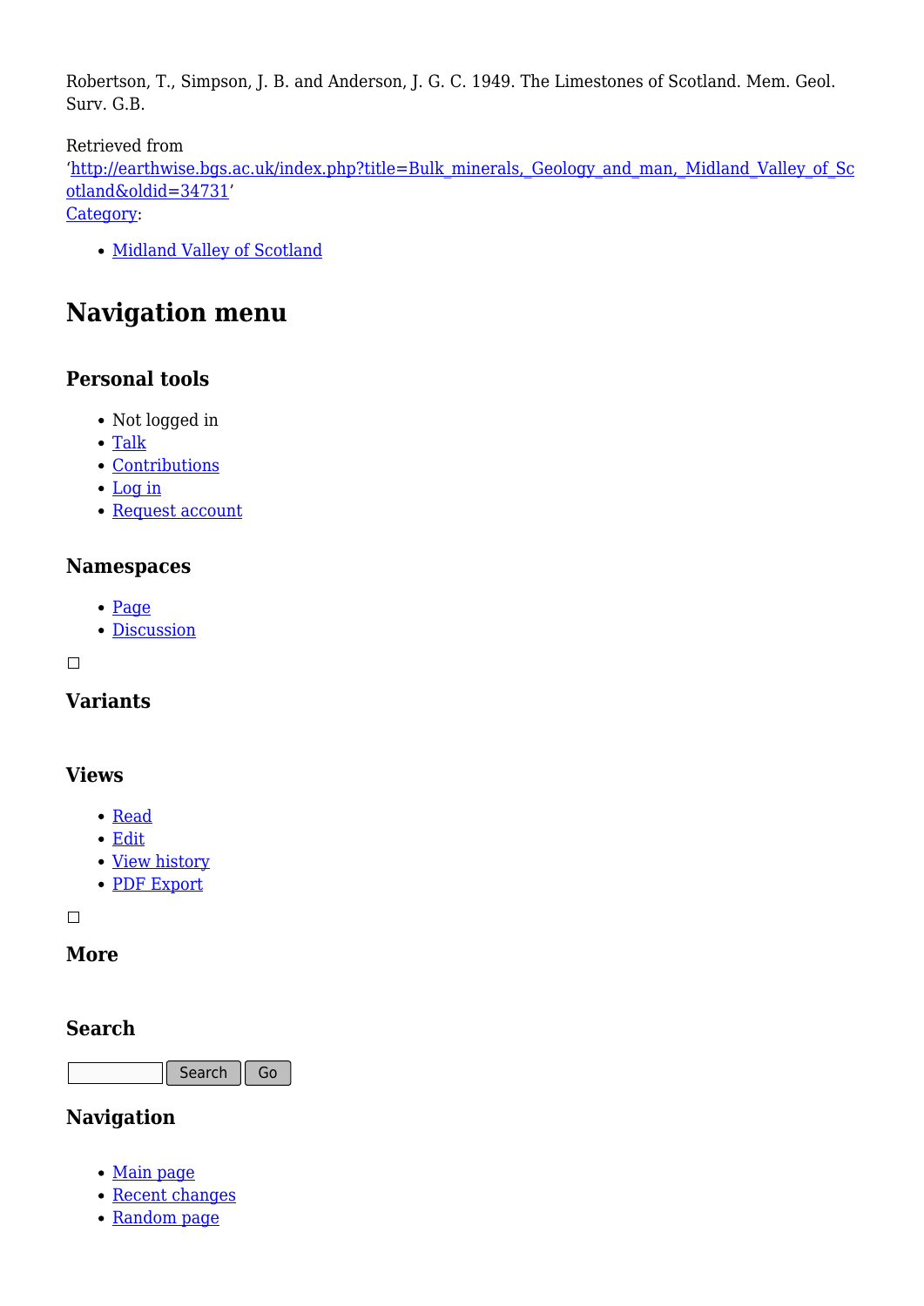Robertson, T., Simpson, J. B. and Anderson, J. G. C. 1949. The Limestones of Scotland. Mem. Geol. Surv. G.B.

Retrieved from ‘http://earthwise.bgs.ac.uk/index.php?title=Bulk_minerals,_Geology_and_man,_Midland_Valley_of_Scotland&oldid=34731’
Category:

- Midland Valley of Scotland

# Navigation menu

## Personal tools

- Not logged in
- Talk
- Contributions
- Log in
- Request account

## Namespaces

- Page
- Discussion

## Variants

## Views

- Read
- Edit
- View history
- PDF Export

## More

## Search

Search Go

## Navigation

- Main page
- Recent changes
- Random page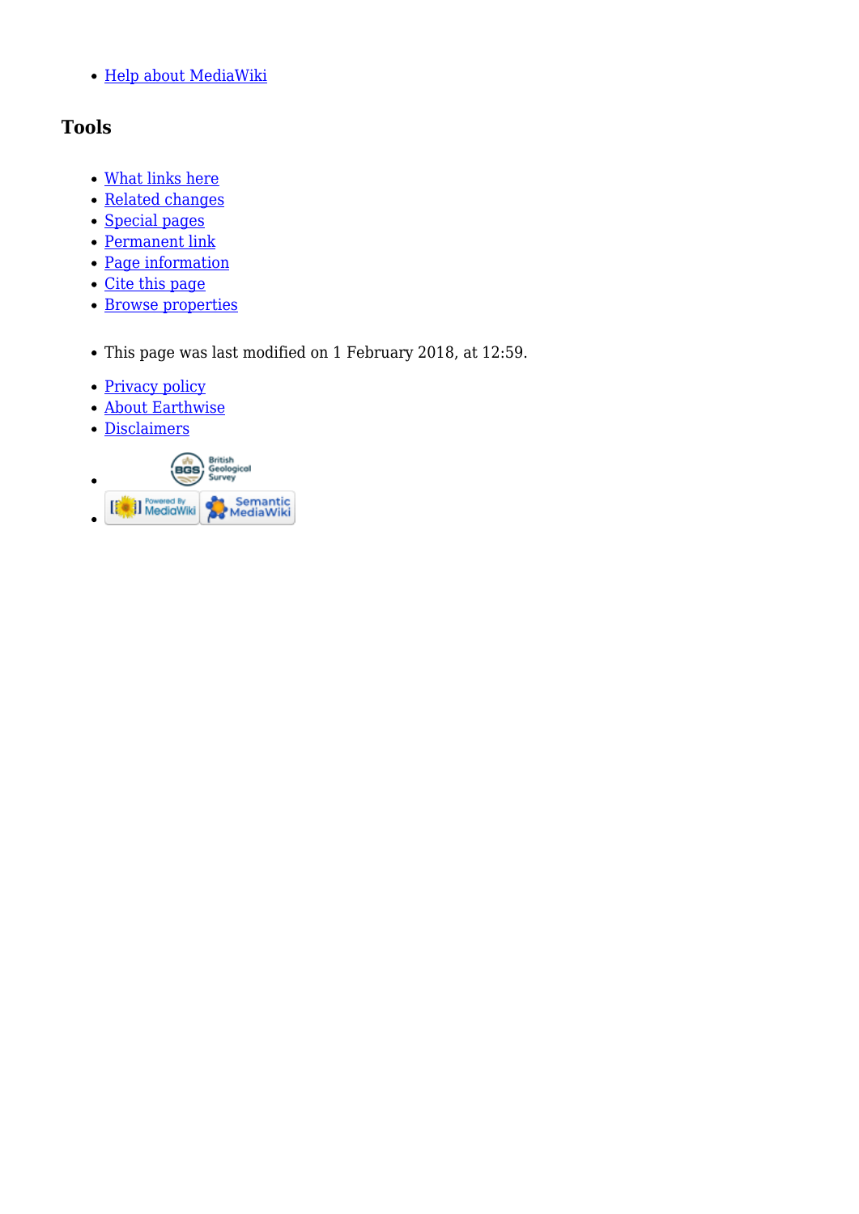- Help about MediaWiki

## Tools

- What links here
- Related changes
- Special pages
- Permanent link
- Page information
- Cite this page
- Browse properties

- This page was last modified on 1 February 2018, at 12:59.

- Privacy policy
- About Earthwise
- Disclaimers